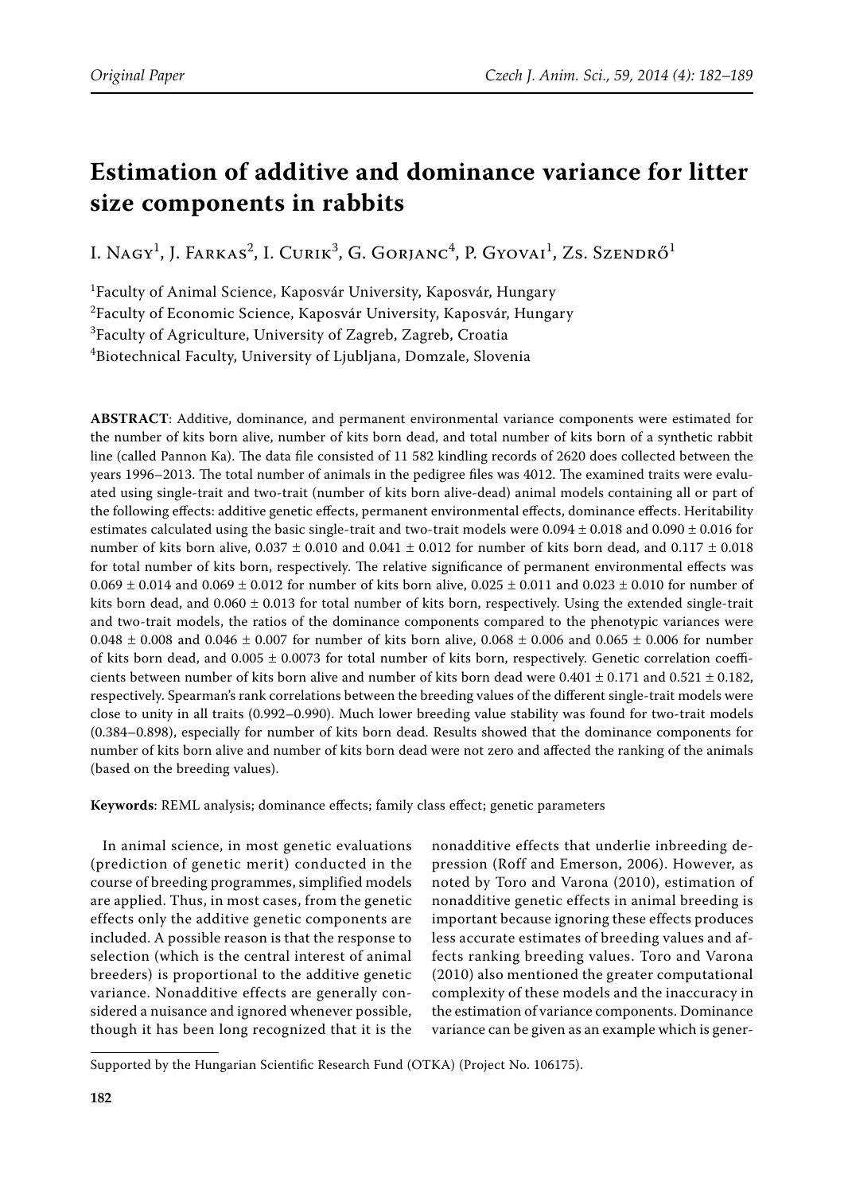# Estimation of additive and dominance variance for litter size components in rabbits

I. Nagy[1], J. Farkas[2], I. Curik[3], G. Gorjanc[4], P. Gyovai[1], Zs. Szendrő[1]

[1]Faculty of Animal Science, Kaposvár University, Kaposvár, Hungary

[2]Faculty of Economic Science, Kaposvár University, Kaposvár, Hungary

[3]Faculty of Agriculture, University of Zagreb, Zagreb, Croatia

[4]Biotechnical Faculty, University of Ljubljana, Domzale, Slovenia

**ABSTRACT**: Additive, dominance, and permanent environmental variance components were estimated for the number of kits born alive, number of kits born dead, and total number of kits born of a synthetic rabbit line (called Pannon Ka). The data file consisted of 11 582 kindling records of 2620 does collected between the years 1996–2013. The total number of animals in the pedigree files was 4012. The examined traits were evaluated using single-trait and two-trait (number of kits born alive-dead) animal models containing all or part of the following effects: additive genetic effects, permanent environmental effects, dominance effects. Heritability estimates calculated using the basic single-trait and two-trait models were $0.094 \pm 0.018$ and $0.090 \pm 0.016$ for number of kits born alive, $0.037 \pm 0.010$ and $0.041 \pm 0.012$ for number of kits born dead, and $0.117 \pm 0.018$ for total number of kits born, respectively. The relative significance of permanent environmental effects was $0.069 \pm 0.014$ and $0.069 \pm 0.012$ for number of kits born alive, $0.025 \pm 0.011$ and $0.023 \pm 0.010$ for number of kits born dead, and $0.060 \pm 0.013$ for total number of kits born, respectively. Using the extended single-trait and two-trait models, the ratios of the dominance components compared to the phenotypic variances were $0.048 \pm 0.008$ and $0.046 \pm 0.007$ for number of kits born alive, $0.068 \pm 0.006$ and $0.065 \pm 0.006$ for number of kits born dead, and $0.005 \pm 0.0073$ for total number of kits born, respectively. Genetic correlation coefficients between number of kits born alive and number of kits born dead were $0.401 \pm 0.171$ and $0.521 \pm 0.182$, respectively. Spearman's rank correlations between the breeding values of the different single-trait models were close to unity in all traits (0.992–0.990). Much lower breeding value stability was found for two-trait models (0.384–0.898), especially for number of kits born dead. Results showed that the dominance components for number of kits born alive and number of kits born dead were not zero and affected the ranking of the animals (based on the breeding values).

**Keywords**: REML analysis; dominance effects; family class effect; genetic parameters

In animal science, in most genetic evaluations (prediction of genetic merit) conducted in the course of breeding programmes, simplified models are applied. Thus, in most cases, from the genetic effects only the additive genetic components are included. A possible reason is that the response to selection (which is the central interest of animal breeders) is proportional to the additive genetic variance. Nonadditive effects are generally considered a nuisance and ignored whenever possible, though it has been long recognized that it is the nonadditive effects that underlie inbreeding depression (Roff and Emerson, 2006). However, as noted by Toro and Varona (2010), estimation of nonadditive genetic effects in animal breeding is important because ignoring these effects produces less accurate estimates of breeding values and affects ranking breeding values. Toro and Varona (2010) also mentioned the greater computational complexity of these models and the inaccuracy in the estimation of variance components. Dominance variance can be given as an example which is gener-

Supported by the Hungarian Scientific Research Fund (OTKA) (Project No. 106175).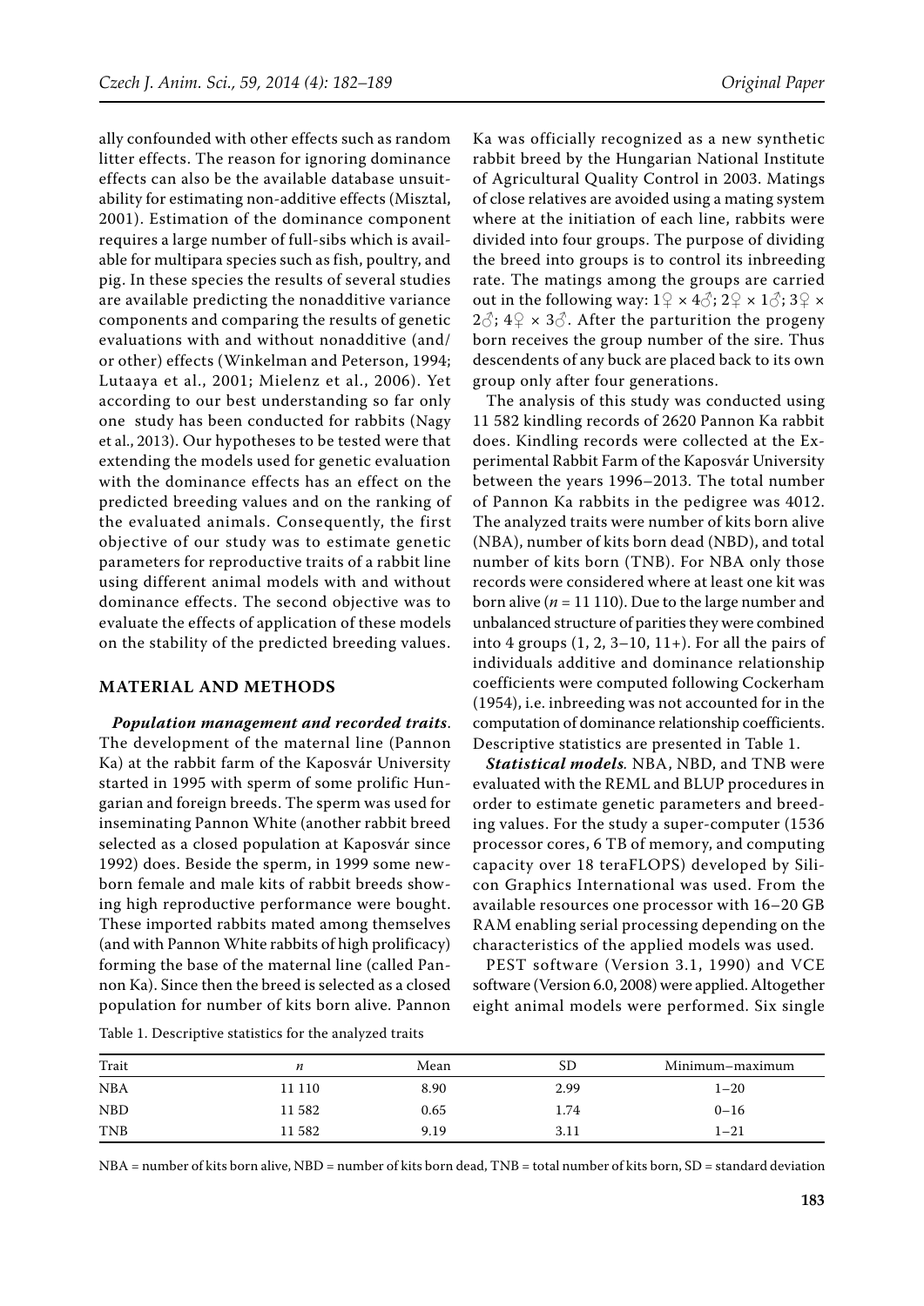ally confounded with other effects such as random litter effects. The reason for ignoring dominance effects can also be the available database unsuitability for estimating non-additive effects (Misztal, 2001). Estimation of the dominance component requires a large number of full-sibs which is available for multipara species such as fish, poultry, and pig. In these species the results of several studies are available predicting the nonadditive variance components and comparing the results of genetic evaluations with and without nonadditive (and/or other) effects (Winkelman and Peterson, 1994; Lutaaya et al., 2001; Mielenz et al., 2006). Yet according to our best understanding so far only one study has been conducted for rabbits (Nagy et al., 2013). Our hypotheses to be tested were that extending the models used for genetic evaluation with the dominance effects has an effect on the predicted breeding values and on the ranking of the evaluated animals. Consequently, the first objective of our study was to estimate genetic parameters for reproductive traits of a rabbit line using different animal models with and without dominance effects. The second objective was to evaluate the effects of application of these models on the stability of the predicted breeding values.

## MATERIAL AND METHODS

***Population management and recorded traits***. The development of the maternal line (Pannon Ka) at the rabbit farm of the Kaposvár University started in 1995 with sperm of some prolific Hungarian and foreign breeds. The sperm was used for inseminating Pannon White (another rabbit breed selected as a closed population at Kaposvár since 1992) does. Beside the sperm, in 1999 some newborn female and male kits of rabbit breeds showing high reproductive performance were bought. These imported rabbits mated among themselves (and with Pannon White rabbits of high prolificacy) forming the base of the maternal line (called Pannon Ka). Since then the breed is selected as a closed population for number of kits born alive. Pannon Ka was officially recognized as a new synthetic rabbit breed by the Hungarian National Institute of Agricultural Quality Control in 2003. Matings of close relatives are avoided using a mating system where at the initiation of each line, rabbits were divided into four groups. The purpose of dividing the breed into groups is to control its inbreeding rate. The matings among the groups are carried out in the following way: 1♀ × 4♂; 2♀ × 1♂; 3♀ × 2♂; 4♀ × 3♂. After the parturition the progeny born receives the group number of the sire. Thus descendents of any buck are placed back to its own group only after four generations.

The analysis of this study was conducted using 11 582 kindling records of 2620 Pannon Ka rabbit does. Kindling records were collected at the Experimental Rabbit Farm of the Kaposvár University between the years 1996–2013. The total number of Pannon Ka rabbits in the pedigree was 4012. The analyzed traits were number of kits born alive (NBA), number of kits born dead (NBD), and total number of kits born (TNB). For NBA only those records were considered where at least one kit was born alive ($n$ = 11 110). Due to the large number and unbalanced structure of parities they were combined into 4 groups (1, 2, 3–10, 11+). For all the pairs of individuals additive and dominance relationship coefficients were computed following Cockerham (1954), i.e. inbreeding was not accounted for in the computation of dominance relationship coefficients. Descriptive statistics are presented in Table 1.

***Statistical models.*** NBA, NBD, and TNB were evaluated with the REML and BLUP procedures in order to estimate genetic parameters and breeding values. For the study a super-computer (1536 processor cores, 6 TB of memory, and computing capacity over 18 teraFLOPS) developed by Silicon Graphics International was used. From the available resources one processor with 16–20 GB RAM enabling serial processing depending on the characteristics of the applied models was used.

PEST software (Version 3.1, 1990) and VCE software (Version 6.0, 2008) were applied. Altogether eight animal models were performed. Six single

Table 1. Descriptive statistics for the analyzed traits

| Trait | $n$ | Mean | SD | Minimum–maximum |
|---|---|---|---|---|
| NBA | 11 110 | 8.90 | 2.99 | 1–20 |
| NBD | 11 582 | 0.65 | 1.74 | 0–16 |
| TNB | 11 582 | 9.19 | 3.11 | 1–21 |

NBA = number of kits born alive, NBD = number of kits born dead, TNB = total number of kits born, SD = standard deviation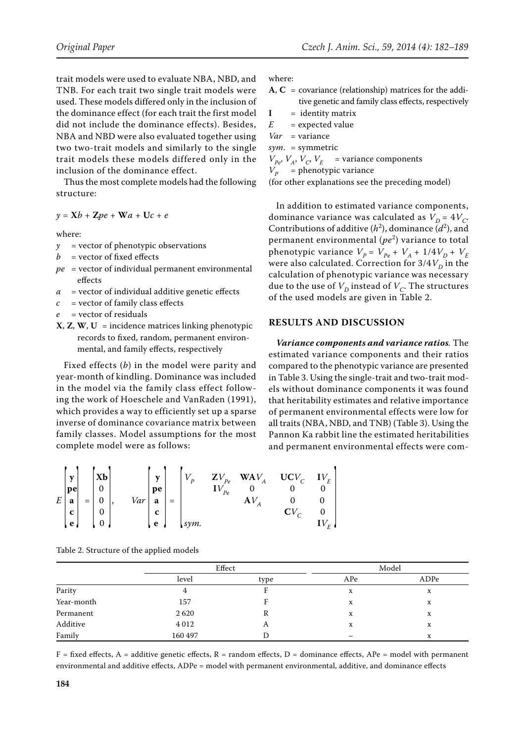trait models were used to evaluate NBA, NBD, and TNB. For each trait two single trait models were used. These models differed only in the inclusion of the dominance effect (for each trait the first model did not include the dominance effects). Besides, NBA and NBD were also evaluated together using two two-trait models and similarly to the single trait models these models differed only in the inclusion of the dominance effect.

Thus the most complete models had the following structure:

$$y = \mathbf{X}b + \mathbf{Z}pe + \mathbf{W}a + \mathbf{U}c + e$$

where:

- $y$ = vector of phenotypic observations
- $b$ = vector of fixed effects
- $pe$ = vector of individual permanent environmental effects
- $a$ = vector of individual additive genetic effects
- $c$ = vector of family class effects
- $e$ = vector of residuals
- $\mathbf{X}, \mathbf{Z}, \mathbf{W}, \mathbf{U}$ = incidence matrices linking phenotypic records to fixed, random, permanent environmental, and family effects, respectively

Fixed effects ($b$) in the model were parity and year-month of kindling. Dominance was included in the model via the family class effect following the work of Hoeschele and VanRaden (1991), which provides a way to efficiently set up a sparse inverse of dominance covariance matrix between family classes. Model assumptions for the most complete model were as follows:

$$E\begin{bmatrix}\mathbf{y}\\ \mathbf{pe}\\ \mathbf{a}\\ \mathbf{c}\\ \mathbf{e}\end{bmatrix} = \begin{bmatrix}\mathbf{Xb}\\ 0\\ 0\\ 0\\ 0\end{bmatrix}, \quad Var\begin{bmatrix}\mathbf{y}\\ \mathbf{pe}\\ \mathbf{a}\\ \mathbf{c}\\ \mathbf{e}\end{bmatrix} = \begin{bmatrix}V_P & \mathbf{Z}V_{Pe} & \mathbf{WA}V_A & \mathbf{UC}V_C & \mathbf{I}V_E\\ & \mathbf{I}V_{Pe} & 0 & 0 & 0\\ & & \mathbf{A}V_A & 0 & 0\\ & & & \mathbf{C}V_C & 0\\ sym. & & & & \mathbf{I}V_E\end{bmatrix}$$

where:

- $\mathbf{A}, \mathbf{C}$ = covariance (relationship) matrices for the additive genetic and family class effects, respectively
- $\mathbf{I}$ = identity matrix
- $E$ = expected value
- $Var$ = variance
- $sym.$ = symmetric
- $V_{Pe}, V_A, V_C, V_E$ = variance components
- $V_P$ = phenotypic variance

(for other explanations see the preceding model)

In addition to estimated variance components, dominance variance was calculated as $V_D = 4V_C$. Contributions of additive ($h^2$), dominance ($d^2$), and permanent environmental ($pe^2$) variance to total phenotypic variance $V_P = V_{Pe} + V_A + 1/4V_D + V_E$ were also calculated. Correction for $3/4V_D$ in the calculation of phenotypic variance was necessary due to the use of $V_D$ instead of $V_C$. The structures of the used models are given in Table 2.

## RESULTS AND DISCUSSION

***Variance components and variance ratios.*** The estimated variance components and their ratios compared to the phenotypic variance are presented in Table 3. Using the single-trait and two-trait models without dominance components it was found that heritability estimates and relative importance of permanent environmental effects were low for all traits (NBA, NBD, and TNB) (Table 3). Using the Pannon Ka rabbit line the estimated heritabilities and permanent environmental effects were com-

Table 2. Structure of the applied models

| | Effect | | Model | |
|---|---|---|---|---|
| | level | type | APe | ADPe |
| Parity | 4 | F | x | x |
| Year-month | 157 | F | x | x |
| Permanent | 2 620 | R | x | x |
| Additive | 4 012 | A | x | x |
| Family | 160 497 | D | – | x |

F = fixed effects, A = additive genetic effects, R = random effects, D = dominance effects, APe = model with permanent environmental and additive effects, ADPe = model with permanent environmental, additive, and dominance effects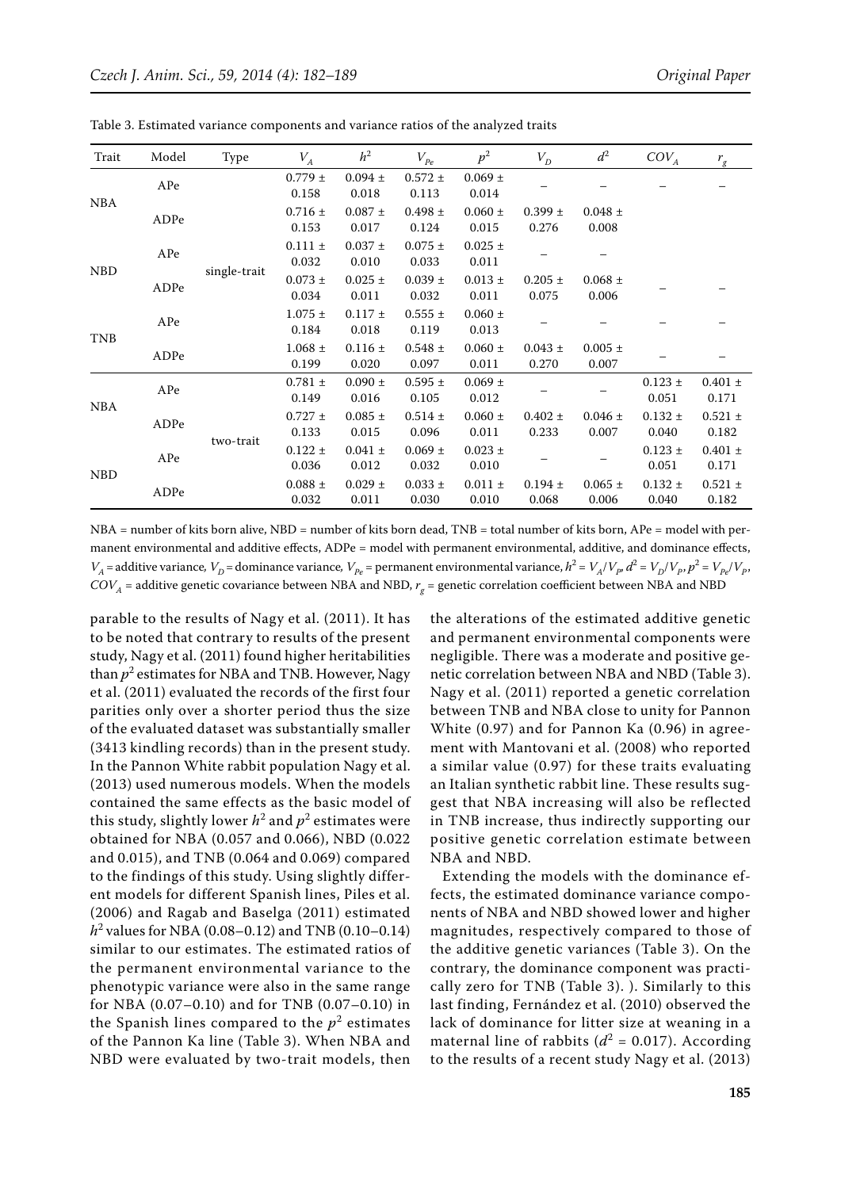Table 3. Estimated variance components and variance ratios of the analyzed traits

| Trait | Model | Type | $V_A$ | $h^2$ | $V_{Pe}$ | $p^2$ | $V_D$ | $d^2$ | $COV_A$ | $r_g$ |
|---|---|---|---|---|---|---|---|---|---|---|
| NBA | APe | single-trait | 0.779 ± 0.158 | 0.094 ± 0.018 | 0.572 ± 0.113 | 0.069 ± 0.014 | – | – | – | – |
| | ADPe | | 0.716 ± 0.153 | 0.087 ± 0.017 | 0.498 ± 0.124 | 0.060 ± 0.015 | 0.399 ± 0.276 | 0.048 ± 0.008 | | |
| NBD | APe | | 0.111 ± 0.032 | 0.037 ± 0.010 | 0.075 ± 0.033 | 0.025 ± 0.011 | – | – | – | – |
| | ADPe | | 0.073 ± 0.034 | 0.025 ± 0.011 | 0.039 ± 0.032 | 0.013 ± 0.011 | 0.205 ± 0.075 | 0.068 ± 0.006 | | |
| TNB | APe | | 1.075 ± 0.184 | 0.117 ± 0.018 | 0.555 ± 0.119 | 0.060 ± 0.013 | – | – | – | – |
| | ADPe | | 1.068 ± 0.199 | 0.116 ± 0.020 | 0.548 ± 0.097 | 0.060 ± 0.011 | 0.043 ± 0.270 | 0.005 ± 0.007 | – | – |
| NBA | APe | two-trait | 0.781 ± 0.149 | 0.090 ± 0.016 | 0.595 ± 0.105 | 0.069 ± 0.012 | – | – | 0.123 ± 0.051 | 0.401 ± 0.171 |
| | ADPe | | 0.727 ± 0.133 | 0.085 ± 0.015 | 0.514 ± 0.096 | 0.060 ± 0.011 | 0.402 ± 0.233 | 0.046 ± 0.007 | 0.132 ± 0.040 | 0.521 ± 0.182 |
| NBD | APe | | 0.122 ± 0.036 | 0.041 ± 0.012 | 0.069 ± 0.032 | 0.023 ± 0.010 | – | – | 0.123 ± 0.051 | 0.401 ± 0.171 |
| | ADPe | | 0.088 ± 0.032 | 0.029 ± 0.011 | 0.033 ± 0.030 | 0.011 ± 0.010 | 0.194 ± 0.068 | 0.065 ± 0.006 | 0.132 ± 0.040 | 0.521 ± 0.182 |

NBA = number of kits born alive, NBD = number of kits born dead, TNB = total number of kits born, APe = model with permanent environmental and additive effects, ADPe = model with permanent environmental, additive, and dominance effects, $V_A$ = additive variance, $V_D$ = dominance variance, $V_{Pe}$ = permanent environmental variance, $h^2 = V_A/V_P$, $d^2 = V_D/V_P$, $p^2 = V_{Pe}/V_P$, $COV_A$ = additive genetic covariance between NBA and NBD, $r_g$ = genetic correlation coefficient between NBA and NBD

parable to the results of Nagy et al. (2011). It has to be noted that contrary to results of the present study, Nagy et al. (2011) found higher heritabilities than $p^2$ estimates for NBA and TNB. However, Nagy et al. (2011) evaluated the records of the first four parities only over a shorter period thus the size of the evaluated dataset was substantially smaller (3413 kindling records) than in the present study. In the Pannon White rabbit population Nagy et al. (2013) used numerous models. When the models contained the same effects as the basic model of this study, slightly lower $h^2$ and $p^2$ estimates were obtained for NBA (0.057 and 0.066), NBD (0.022 and 0.015), and TNB (0.064 and 0.069) compared to the findings of this study. Using slightly different models for different Spanish lines, Piles et al. (2006) and Ragab and Baselga (2011) estimated $h^2$ values for NBA (0.08–0.12) and TNB (0.10–0.14) similar to our estimates. The estimated ratios of the permanent environmental variance to the phenotypic variance were also in the same range for NBA (0.07–0.10) and for TNB (0.07–0.10) in the Spanish lines compared to the $p^2$ estimates of the Pannon Ka line (Table 3). When NBA and NBD were evaluated by two-trait models, then the alterations of the estimated additive genetic and permanent environmental components were negligible. There was a moderate and positive genetic correlation between NBA and NBD (Table 3). Nagy et al. (2011) reported a genetic correlation between TNB and NBA close to unity for Pannon White (0.97) and for Pannon Ka (0.96) in agreement with Mantovani et al. (2008) who reported a similar value (0.97) for these traits evaluating an Italian synthetic rabbit line. These results suggest that NBA increasing will also be reflected in TNB increase, thus indirectly supporting our positive genetic correlation estimate between NBA and NBD.

Extending the models with the dominance effects, the estimated dominance variance components of NBA and NBD showed lower and higher magnitudes, respectively compared to those of the additive genetic variances (Table 3). On the contrary, the dominance component was practically zero for TNB (Table 3). ). Similarly to this last finding, Fernández et al. (2010) observed the lack of dominance for litter size at weaning in a maternal line of rabbits ($d^2$ = 0.017). According to the results of a recent study Nagy et al. (2013)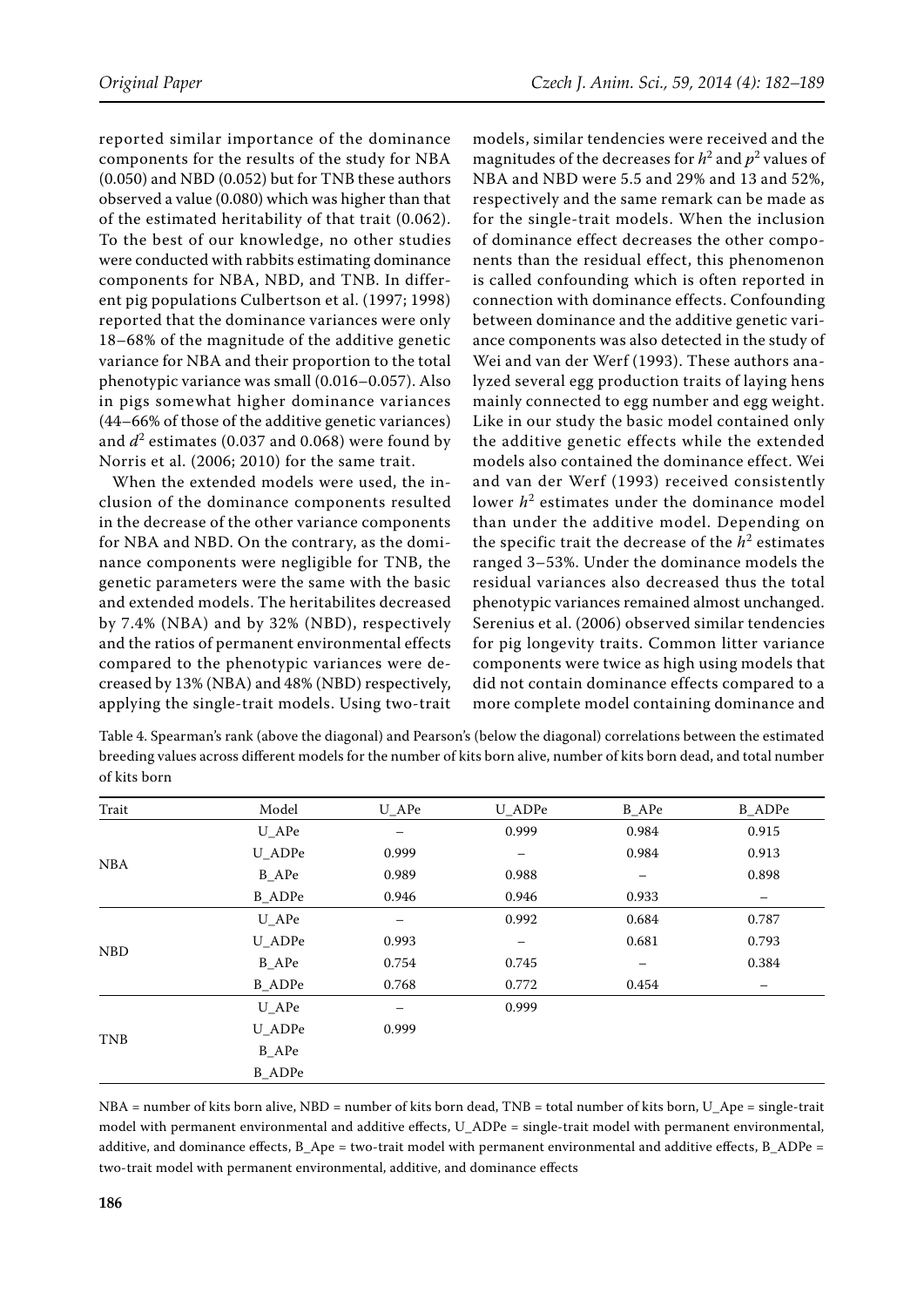reported similar importance of the dominance components for the results of the study for NBA (0.050) and NBD (0.052) but for TNB these authors observed a value (0.080) which was higher than that of the estimated heritability of that trait (0.062). To the best of our knowledge, no other studies were conducted with rabbits estimating dominance components for NBA, NBD, and TNB. In different pig populations Culbertson et al. (1997; 1998) reported that the dominance variances were only 18–68% of the magnitude of the additive genetic variance for NBA and their proportion to the total phenotypic variance was small (0.016–0.057). Also in pigs somewhat higher dominance variances (44–66% of those of the additive genetic variances) and $d^2$ estimates (0.037 and 0.068) were found by Norris et al. (2006; 2010) for the same trait.

When the extended models were used, the inclusion of the dominance components resulted in the decrease of the other variance components for NBA and NBD. On the contrary, as the dominance components were negligible for TNB, the genetic parameters were the same with the basic and extended models. The heritabilites decreased by 7.4% (NBA) and by 32% (NBD), respectively and the ratios of permanent environmental effects compared to the phenotypic variances were decreased by 13% (NBA) and 48% (NBD) respectively, applying the single-trait models. Using two-trait models, similar tendencies were received and the magnitudes of the decreases for $h^2$ and $p^2$ values of NBA and NBD were 5.5 and 29% and 13 and 52%, respectively and the same remark can be made as for the single-trait models. When the inclusion of dominance effect decreases the other components than the residual effect, this phenomenon is called confounding which is often reported in connection with dominance effects. Confounding between dominance and the additive genetic variance components was also detected in the study of Wei and van der Werf (1993). These authors analyzed several egg production traits of laying hens mainly connected to egg number and egg weight. Like in our study the basic model contained only the additive genetic effects while the extended models also contained the dominance effect. Wei and van der Werf (1993) received consistently lower $h^2$ estimates under the dominance model than under the additive model. Depending on the specific trait the decrease of the $h^2$ estimates ranged 3–53%. Under the dominance models the residual variances also decreased thus the total phenotypic variances remained almost unchanged. Serenius et al. (2006) observed similar tendencies for pig longevity traits. Common litter variance components were twice as high using models that did not contain dominance effects compared to a more complete model containing dominance and

Table 4. Spearman's rank (above the diagonal) and Pearson's (below the diagonal) correlations between the estimated breeding values across different models for the number of kits born alive, number of kits born dead, and total number of kits born

| Trait | Model | U_APe | U_ADPe | B_APe | B_ADPe |
|---|---|---|---|---|---|
| NBA | U_APe | – | 0.999 | 0.984 | 0.915 |
| | U_ADPe | 0.999 | – | 0.984 | 0.913 |
| | B_APe | 0.989 | 0.988 | – | 0.898 |
| | B_ADPe | 0.946 | 0.946 | 0.933 | – |
| NBD | U_APe | – | 0.992 | 0.684 | 0.787 |
| | U_ADPe | 0.993 | – | 0.681 | 0.793 |
| | B_APe | 0.754 | 0.745 | – | 0.384 |
| | B_ADPe | 0.768 | 0.772 | 0.454 | – |
| TNB | U_APe | – | 0.999 | | |
| | U_ADPe | 0.999 | | | |
| | B_APe | | | | |
| | B_ADPe | | | | |

NBA = number of kits born alive, NBD = number of kits born dead, TNB = total number of kits born, U_Ape = single-trait model with permanent environmental and additive effects, U_ADPe = single-trait model with permanent environmental, additive, and dominance effects, B_Ape = two-trait model with permanent environmental and additive effects, B_ADPe = two-trait model with permanent environmental, additive, and dominance effects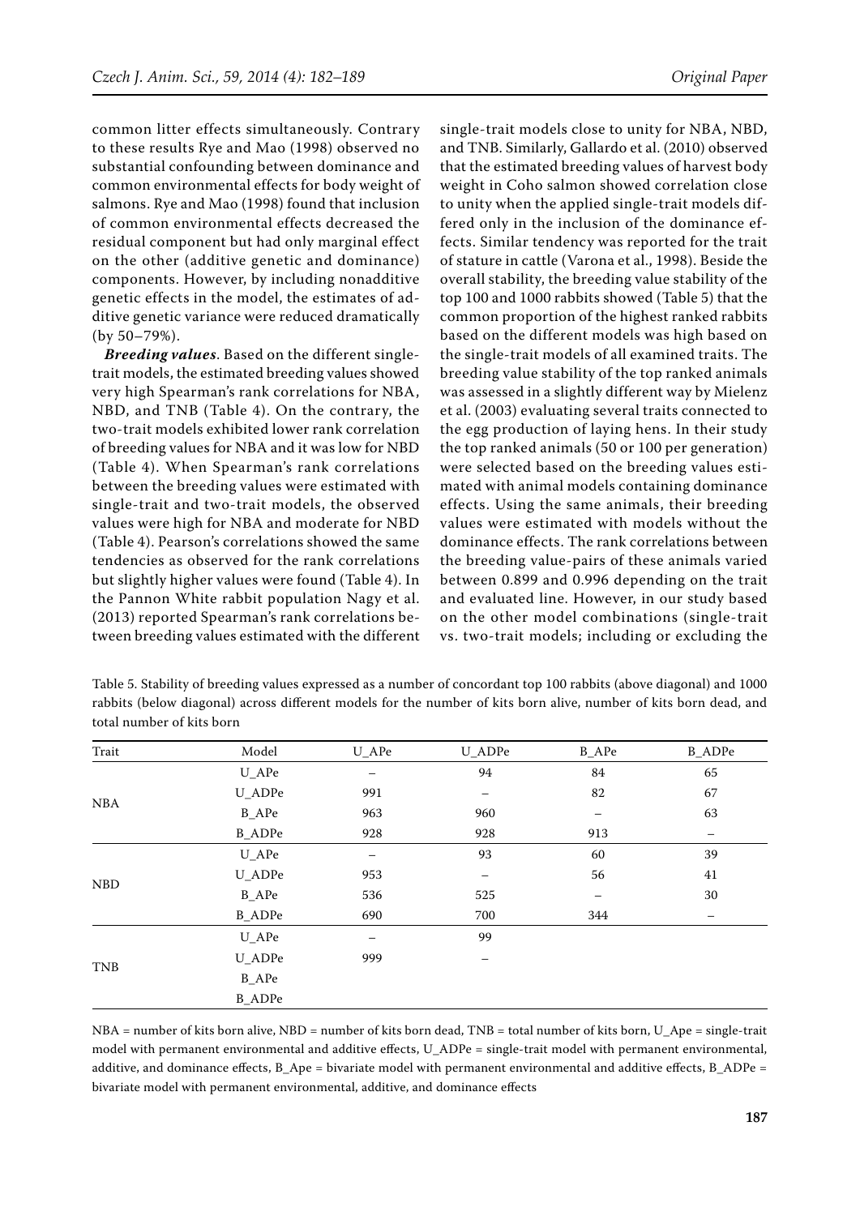common litter effects simultaneously. Contrary to these results Rye and Mao (1998) observed no substantial confounding between dominance and common environmental effects for body weight of salmons. Rye and Mao (1998) found that inclusion of common environmental effects decreased the residual component but had only marginal effect on the other (additive genetic and dominance) components. However, by including nonadditive genetic effects in the model, the estimates of additive genetic variance were reduced dramatically (by 50–79%).

***Breeding values***. Based on the different single-trait models, the estimated breeding values showed very high Spearman's rank correlations for NBA, NBD, and TNB (Table 4). On the contrary, the two-trait models exhibited lower rank correlation of breeding values for NBA and it was low for NBD (Table 4). When Spearman's rank correlations between the breeding values were estimated with single-trait and two-trait models, the observed values were high for NBA and moderate for NBD (Table 4). Pearson's correlations showed the same tendencies as observed for the rank correlations but slightly higher values were found (Table 4). In the Pannon White rabbit population Nagy et al. (2013) reported Spearman's rank correlations between breeding values estimated with the different single-trait models close to unity for NBA, NBD, and TNB. Similarly, Gallardo et al. (2010) observed that the estimated breeding values of harvest body weight in Coho salmon showed correlation close to unity when the applied single-trait models differed only in the inclusion of the dominance effects. Similar tendency was reported for the trait of stature in cattle (Varona et al., 1998). Beside the overall stability, the breeding value stability of the top 100 and 1000 rabbits showed (Table 5) that the common proportion of the highest ranked rabbits based on the different models was high based on the single-trait models of all examined traits. The breeding value stability of the top ranked animals was assessed in a slightly different way by Mielenz et al. (2003) evaluating several traits connected to the egg production of laying hens. In their study the top ranked animals (50 or 100 per generation) were selected based on the breeding values estimated with animal models containing dominance effects. Using the same animals, their breeding values were estimated with models without the dominance effects. The rank correlations between the breeding value-pairs of these animals varied between 0.899 and 0.996 depending on the trait and evaluated line. However, in our study based on the other model combinations (single-trait vs. two-trait models; including or excluding the

Table 5. Stability of breeding values expressed as a number of concordant top 100 rabbits (above diagonal) and 1000 rabbits (below diagonal) across different models for the number of kits born alive, number of kits born dead, and total number of kits born

| Trait | Model | U_APe | U_ADPe | B_APe | B_ADPe |
|---|---|---|---|---|---|
| NBA | U_APe | – | 94 | 84 | 65 |
| | U_ADPe | 991 | – | 82 | 67 |
| | B_APe | 963 | 960 | – | 63 |
| | B_ADPe | 928 | 928 | 913 | – |
| NBD | U_APe | – | 93 | 60 | 39 |
| | U_ADPe | 953 | – | 56 | 41 |
| | B_APe | 536 | 525 | – | 30 |
| | B_ADPe | 690 | 700 | 344 | – |
| TNB | U_APe | – | 99 | | |
| | U_ADPe | 999 | – | | |
| | B_APe | | | | |
| | B_ADPe | | | | |

NBA = number of kits born alive, NBD = number of kits born dead, TNB = total number of kits born, U_Ape = single-trait model with permanent environmental and additive effects, U_ADPe = single-trait model with permanent environmental, additive, and dominance effects, B_Ape = bivariate model with permanent environmental and additive effects, B_ADPe = bivariate model with permanent environmental, additive, and dominance effects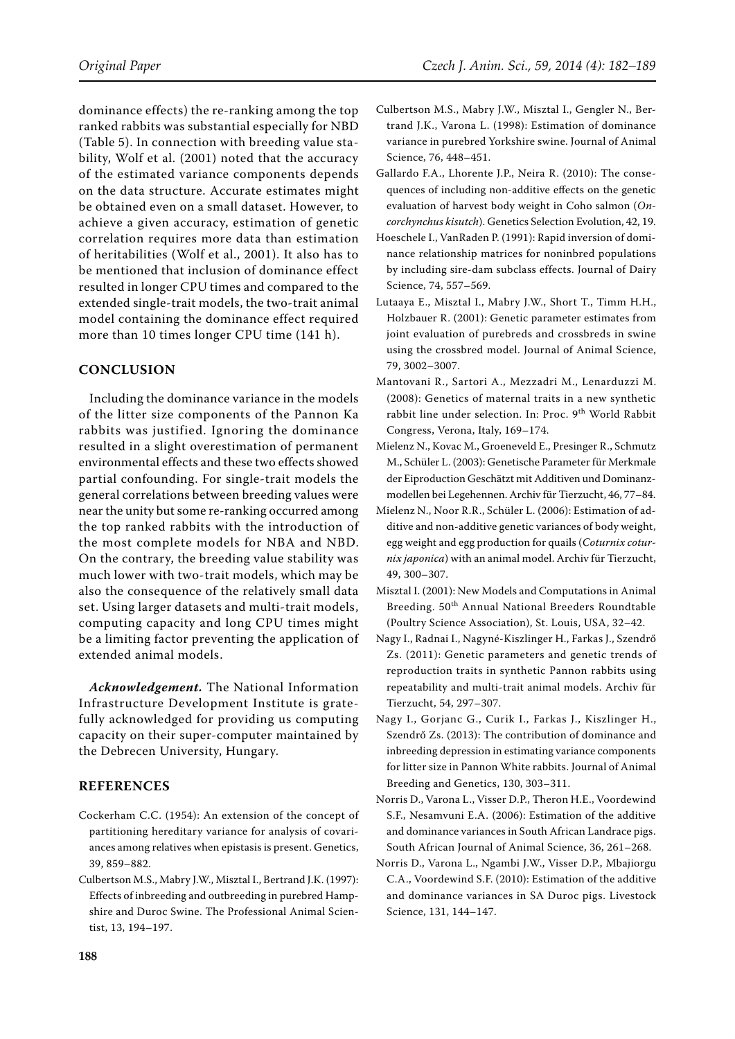dominance effects) the re-ranking among the top ranked rabbits was substantial especially for NBD (Table 5). In connection with breeding value stability, Wolf et al. (2001) noted that the accuracy of the estimated variance components depends on the data structure. Accurate estimates might be obtained even on a small dataset. However, to achieve a given accuracy, estimation of genetic correlation requires more data than estimation of heritabilities (Wolf et al., 2001). It also has to be mentioned that inclusion of dominance effect resulted in longer CPU times and compared to the extended single-trait models, the two-trait animal model containing the dominance effect required more than 10 times longer CPU time (141 h).

## CONCLUSION

Including the dominance variance in the models of the litter size components of the Pannon Ka rabbits was justified. Ignoring the dominance resulted in a slight overestimation of permanent environmental effects and these two effects showed partial confounding. For single-trait models the general correlations between breeding values were near the unity but some re-ranking occurred among the top ranked rabbits with the introduction of the most complete models for NBA and NBD. On the contrary, the breeding value stability was much lower with two-trait models, which may be also the consequence of the relatively small data set. Using larger datasets and multi-trait models, computing capacity and long CPU times might be a limiting factor preventing the application of extended animal models.

***Acknowledgement.*** The National Information Infrastructure Development Institute is gratefully acknowledged for providing us computing capacity on their super-computer maintained by the Debrecen University, Hungary.

## REFERENCES

Cockerham C.C. (1954): An extension of the concept of partitioning hereditary variance for analysis of covariances among relatives when epistasis is present. Genetics, 39, 859–882.

Culbertson M.S., Mabry J.W., Misztal I., Bertrand J.K. (1997): Effects of inbreeding and outbreeding in purebred Hampshire and Duroc Swine. The Professional Animal Scientist, 13, 194–197.

Culbertson M.S., Mabry J.W., Misztal I., Gengler N., Bertrand J.K., Varona L. (1998): Estimation of dominance variance in purebred Yorkshire swine. Journal of Animal Science, 76, 448–451.

Gallardo F.A., Lhorente J.P., Neira R. (2010): The consequences of including non-additive effects on the genetic evaluation of harvest body weight in Coho salmon (*Oncorhynchus kisutch*). Genetics Selection Evolution, 42, 19.

Hoeschele I., VanRaden P. (1991): Rapid inversion of dominance relationship matrices for noninbred populations by including sire-dam subclass effects. Journal of Dairy Science, 74, 557–569.

Lutaaya E., Misztal I., Mabry J.W., Short T., Timm H.H., Holzbauer R. (2001): Genetic parameter estimates from joint evaluation of purebreds and crossbreds in swine using the crossbred model. Journal of Animal Science, 79, 3002–3007.

Mantovani R., Sartori A., Mezzadri M., Lenarduzzi M. (2008): Genetics of maternal traits in a new synthetic rabbit line under selection. In: Proc. 9th World Rabbit Congress, Verona, Italy, 169–174.

Mielenz N., Kovac M., Groeneveld E., Presinger R., Schmutz M., Schüler L. (2003): Genetische Parameter für Merkmale der Eiproduction Geschätzt mit Additiven und Dominanzmodellen bei Legehennen. Archiv für Tierzucht, 46, 77–84.

Mielenz N., Noor R.R., Schüler L. (2006): Estimation of additive and non-additive genetic variances of body weight, egg weight and egg production for quails (*Coturnix coturnix japonica*) with an animal model. Archiv für Tierzucht, 49, 300–307.

Misztal I. (2001): New Models and Computations in Animal Breeding. 50th Annual National Breeders Roundtable (Poultry Science Association), St. Louis, USA, 32–42.

Nagy I., Radnai I., Nagyné-Kiszlinger H., Farkas J., Szendrő Zs. (2011): Genetic parameters and genetic trends of reproduction traits in synthetic Pannon rabbits using repeatability and multi-trait animal models. Archiv für Tierzucht, 54, 297–307.

Nagy I., Gorjanc G., Curik I., Farkas J., Kiszlinger H., Szendrő Zs. (2013): The contribution of dominance and inbreeding depression in estimating variance components for litter size in Pannon White rabbits. Journal of Animal Breeding and Genetics, 130, 303–311.

Norris D., Varona L., Visser D.P., Theron H.E., Voordewind S.F., Nesamvuni E.A. (2006): Estimation of the additive and dominance variances in South African Landrace pigs. South African Journal of Animal Science, 36, 261–268.

Norris D., Varona L., Ngambi J.W., Visser D.P., Mbajiorgu C.A., Voordewind S.F. (2010): Estimation of the additive and dominance variances in SA Duroc pigs. Livestock Science, 131, 144–147.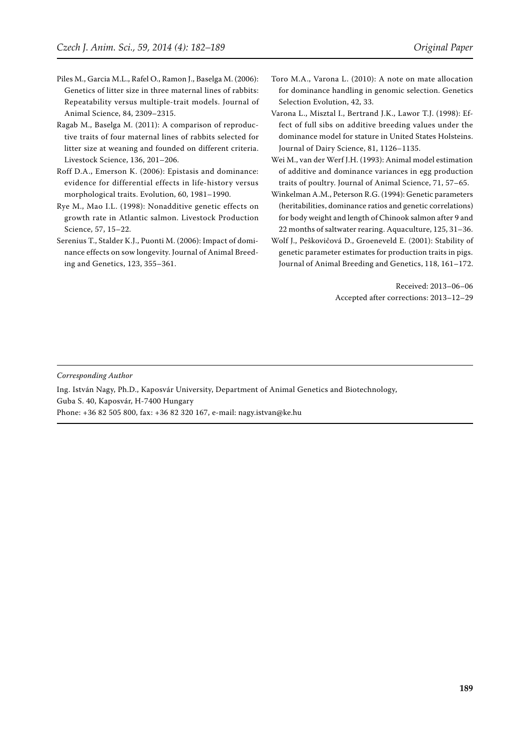Piles M., Garcia M.L., Rafel O., Ramon J., Baselga M. (2006): Genetics of litter size in three maternal lines of rabbits: Repeatability versus multiple-trait models. Journal of Animal Science, 84, 2309–2315.

Ragab M., Baselga M. (2011): A comparison of reproductive traits of four maternal lines of rabbits selected for litter size at weaning and founded on different criteria. Livestock Science, 136, 201–206.

Roff D.A., Emerson K. (2006): Epistasis and dominance: evidence for differential effects in life-history versus morphological traits. Evolution, 60, 1981–1990.

Rye M., Mao I.L. (1998): Nonadditive genetic effects on growth rate in Atlantic salmon. Livestock Production Science, 57, 15–22.

Serenius T., Stalder K.J., Puonti M. (2006): Impact of dominance effects on sow longevity. Journal of Animal Breeding and Genetics, 123, 355–361.

Toro M.A., Varona L. (2010): A note on mate allocation for dominance handling in genomic selection. Genetics Selection Evolution, 42, 33.

Varona L., Misztal I., Bertrand J.K., Lawor T.J. (1998): Effect of full sibs on additive breeding values under the dominance model for stature in United States Holsteins. Journal of Dairy Science, 81, 1126–1135.

Wei M., van der Werf J.H. (1993): Animal model estimation of additive and dominance variances in egg production traits of poultry. Journal of Animal Science, 71, 57–65.

Winkelman A.M., Peterson R.G. (1994): Genetic parameters (heritabilities, dominance ratios and genetic correlations) for body weight and length of Chinook salmon after 9 and 22 months of saltwater rearing. Aquaculture, 125, 31–36.

Wolf J., Peškovičová D., Groeneveld E. (2001): Stability of genetic parameter estimates for production traits in pigs. Journal of Animal Breeding and Genetics, 118, 161–172.

Received: 2013–06–06
Accepted after corrections: 2013–12–29

*Corresponding Author*

Ing. István Nagy, Ph.D., Kaposvár University, Department of Animal Genetics and Biotechnology, Guba S. 40, Kaposvár, H-7400 Hungary
Phone: +36 82 505 800, fax: +36 82 320 167, e-mail: nagy.istvan@ke.hu